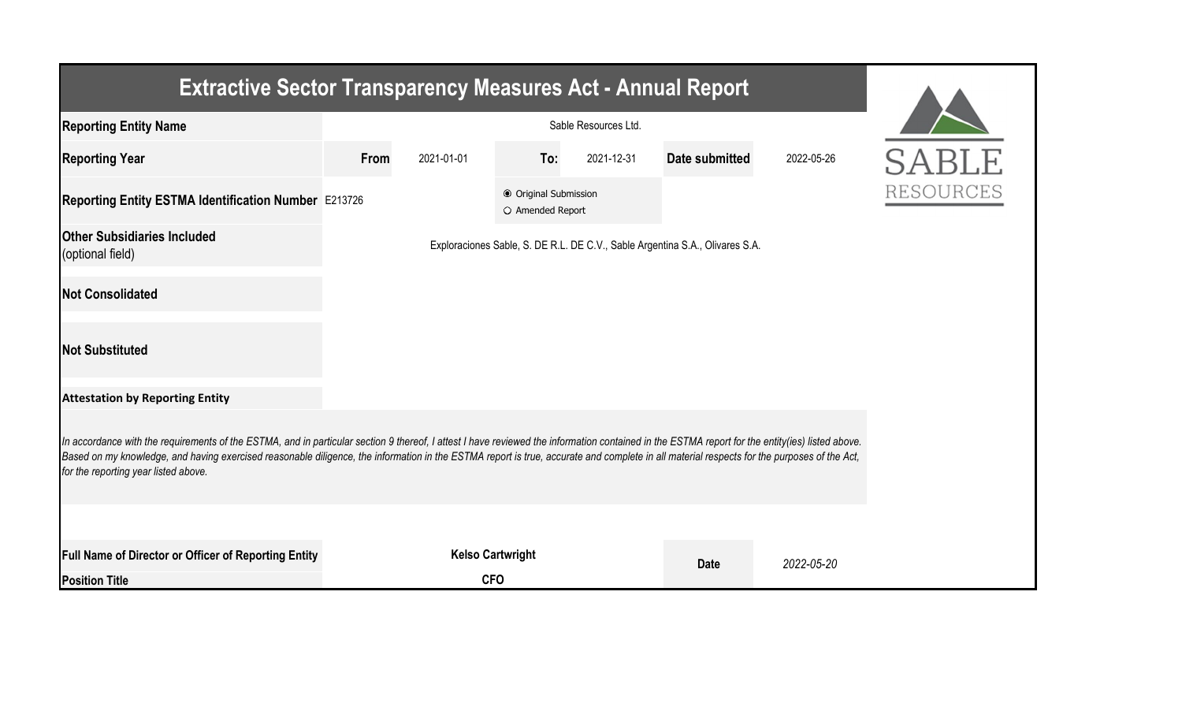# Extractive Sector Transparency Measures Act - Annual Report

| | | | | | |
|---|---|---|---|---|---|
| **Reporting Entity Name** | Sable Resources Ltd. | | | | |
| **Reporting Year** | **From** 2021-01-01 | **To:** 2021-12-31 | | **Date submitted** | 2022-05-26 |
| **Reporting Entity ESTMA Identification Number** | E213726 | ◉ Original Submission<br>○ Amended Report | | | |
| **Other Subsidiaries Included** (optional field) | Exploraciones Sable, S. DE R.L. DE C.V., Sable Argentina S.A., Olivares S.A. | | | | |
| **Not Consolidated** | | | | | |
| **Not Substituted** | | | | | |

**Attestation by Reporting Entity**

*In accordance with the requirements of the ESTMA, and in particular section 9 thereof, I attest I have reviewed the information contained in the ESTMA report for the entity(ies) listed above. Based on my knowledge, and having exercised reasonable diligence, the information in the ESTMA report is true, accurate and complete in all material respects for the purposes of the Act, for the reporting year listed above.*

| | | | |
|---|---|---|---|
| **Full Name of Director or Officer of Reporting Entity** | **Kelso Cartwright** | **Date** | *2022-05-20* |
| **Position Title** | **CFO** | | |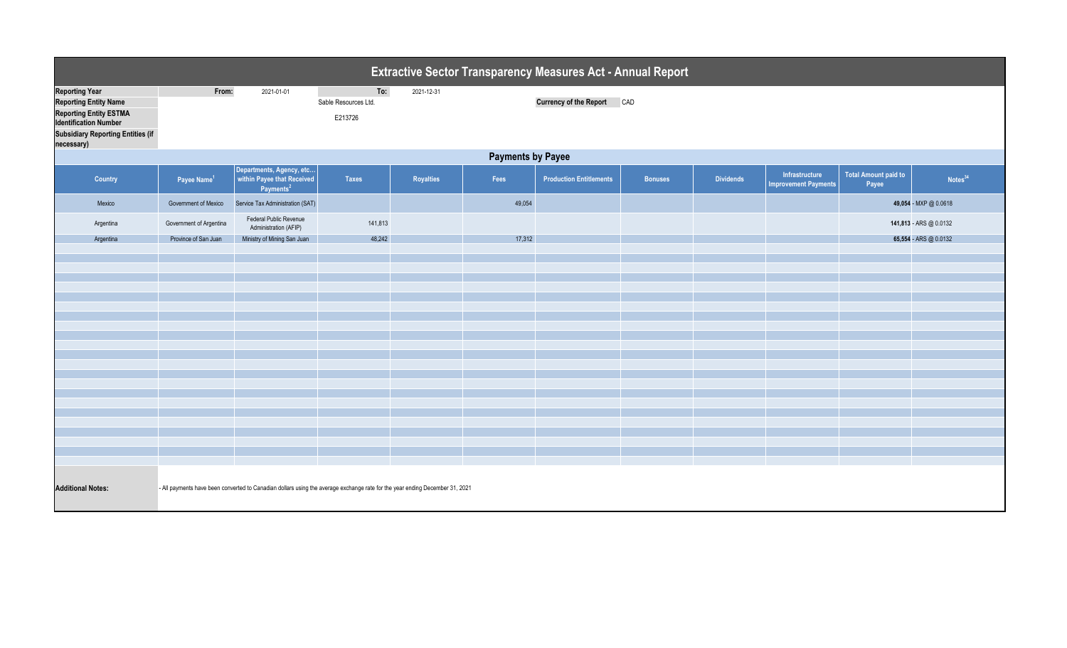# Extractive Sector Transparency Measures Act - Annual Report

| | | | | |
|---|---|---|---|---|
| **Reporting Year** | **From:** | 2021-01-01 | **To:** | 2021-12-31 |
| **Reporting Entity Name** | | Sable Resources Ltd. | | |
| **Reporting Entity ESTMA Identification Number** | | E213726 | | |
| **Subsidiary Reporting Entities (if necessary)** | | | | |

**Currency of the Report** CAD

## Payments by Payee

| Country | Payee Name[1] | Departments, Agency, etc... within Payee that Received Payments[2] | Taxes | Royalties | Fees | Production Entitlements | Bonuses | Dividends | Infrastructure Improvement Payments | Total Amount paid to Payee | Notes[34] |
|---|---|---|---|---|---|---|---|---|---|---|---|
| Mexico | Government of Mexico | Service Tax Administration (SAT) | | | 49,054 | | | | | 49,054 | - MXP @ 0.0618 |
| Argentina | Government of Argentina | Federal Public Revenue Administration (AFIP) | 141,813 | | | | | | | 141,813 | - ARS @ 0.0132 |
| Argentina | Province of San Juan | Ministry of Mining San Juan | 48,242 | | 17,312 | | | | | 65,554 | - ARS @ 0.0132 |

**Additional Notes:** - All payments have been converted to Canadian dollars using the average exchange rate for the year ending December 31, 2021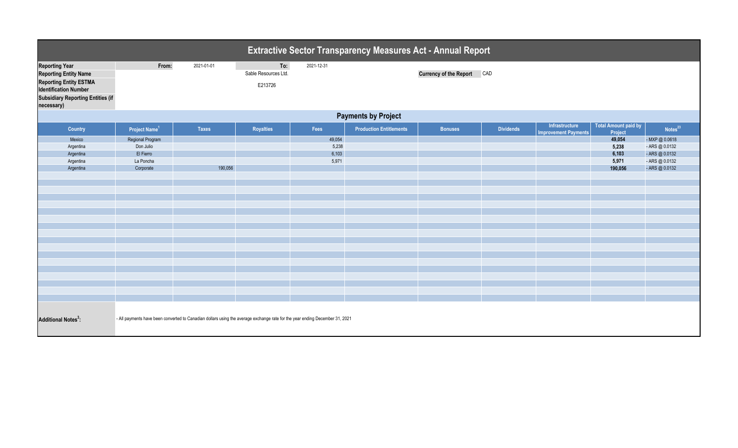# Extractive Sector Transparency Measures Act - Annual Report

| | | | | |
|---|---|---|---|---|
| **Reporting Year** | From: | 2021-01-01 | To: | 2021-12-31 |
| **Reporting Entity Name** | | Sable Resources Ltd. | | |
| **Reporting Entity ESTMA Identification Number** | | E213726 | | |
| **Subsidiary Reporting Entities (if necessary)** | | | | |

**Currency of the Report** CAD

## Payments by Project

| Country | Project Name[1] | Taxes | Royalties | Fees | Production Entitlements | Bonuses | Dividends | Infrastructure Improvement Payments | Total Amount paid by Project | Notes[23] |
|---|---|---|---|---|---|---|---|---|---|---|
| Mexico | Regional Program | | | 49,054 | | | | | **49,054** | - MXP @ 0.0618 |
| Argentina | Don Julio | | | 5,238 | | | | | **5,238** | - ARS @ 0.0132 |
| Argentina | El Fierro | | | 6,103 | | | | | **6,103** | - ARS @ 0.0132 |
| Argentina | La Poncha | | | 5,971 | | | | | **5,971** | - ARS @ 0.0132 |
| Argentina | Corporate | 190,056 | | | | | | | **190,056** | - ARS @ 0.0132 |

**Additional Notes[3]:** - All payments have been converted to Canadian dollars using the average exchange rate for the year ending December 31, 2021